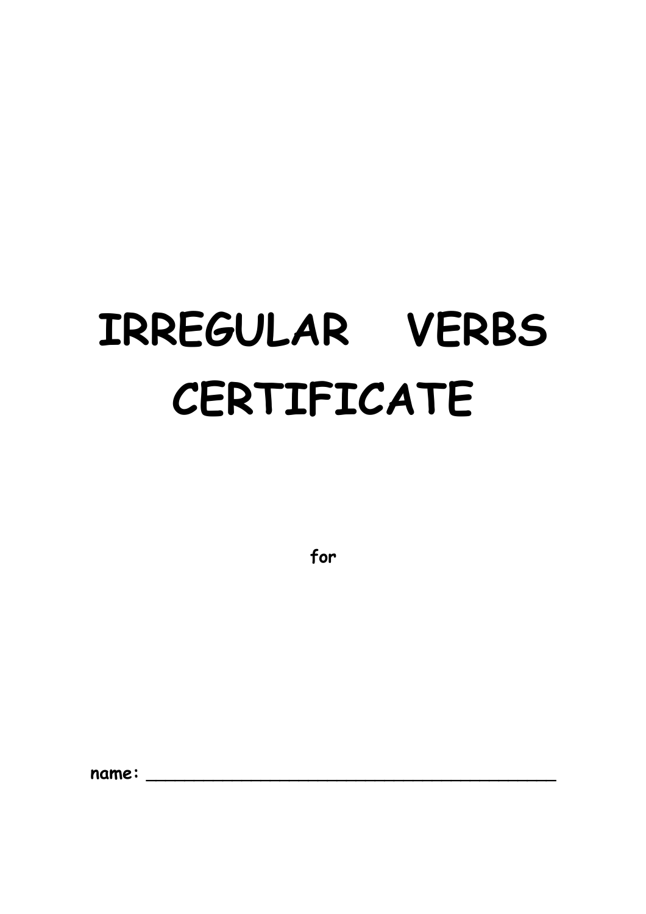# IRREGULAR VERBS CERTIFICATE

**for**

**name:** ___________________________________________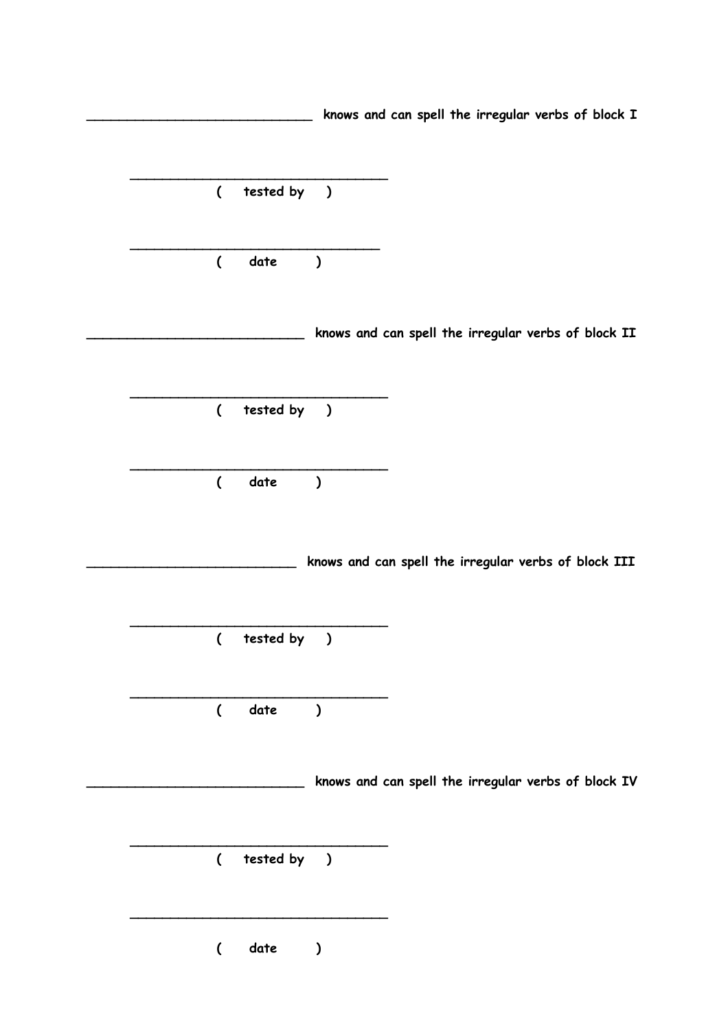______________________________ **knows and can spell the irregular verbs of block I**

__________________________________
**( tested by )**

_________________________________
**( date )**

_____________________________ **knows and can spell the irregular verbs of block II**

__________________________________
**( tested by )**

__________________________________
**( date )**

____________________________ **knows and can spell the irregular verbs of block III**

__________________________________
**( tested by )**

__________________________________
**( date )**

_____________________________ **knows and can spell the irregular verbs of block IV**

__________________________________
**( tested by )**

__________________________________

**( date )**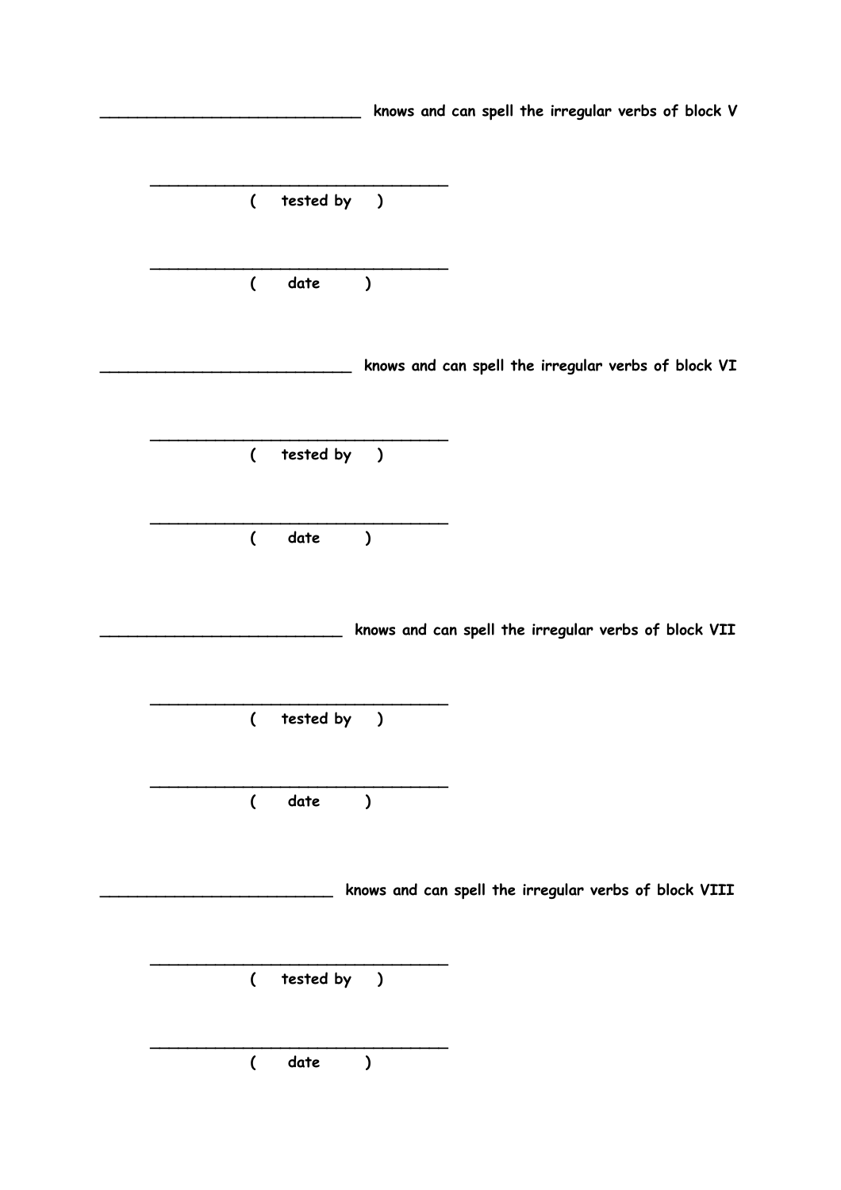______________________________ knows and can spell the irregular verbs of block V

___________________________________

( tested by )

___________________________________

( date )

_____________________________ knows and can spell the irregular verbs of block VI

___________________________________

( tested by )

___________________________________

( date )

____________________________ knows and can spell the irregular verbs of block VII

___________________________________

( tested by )

___________________________________

( date )

___________________________ knows and can spell the irregular verbs of block VIII

___________________________________

( tested by )

___________________________________

( date )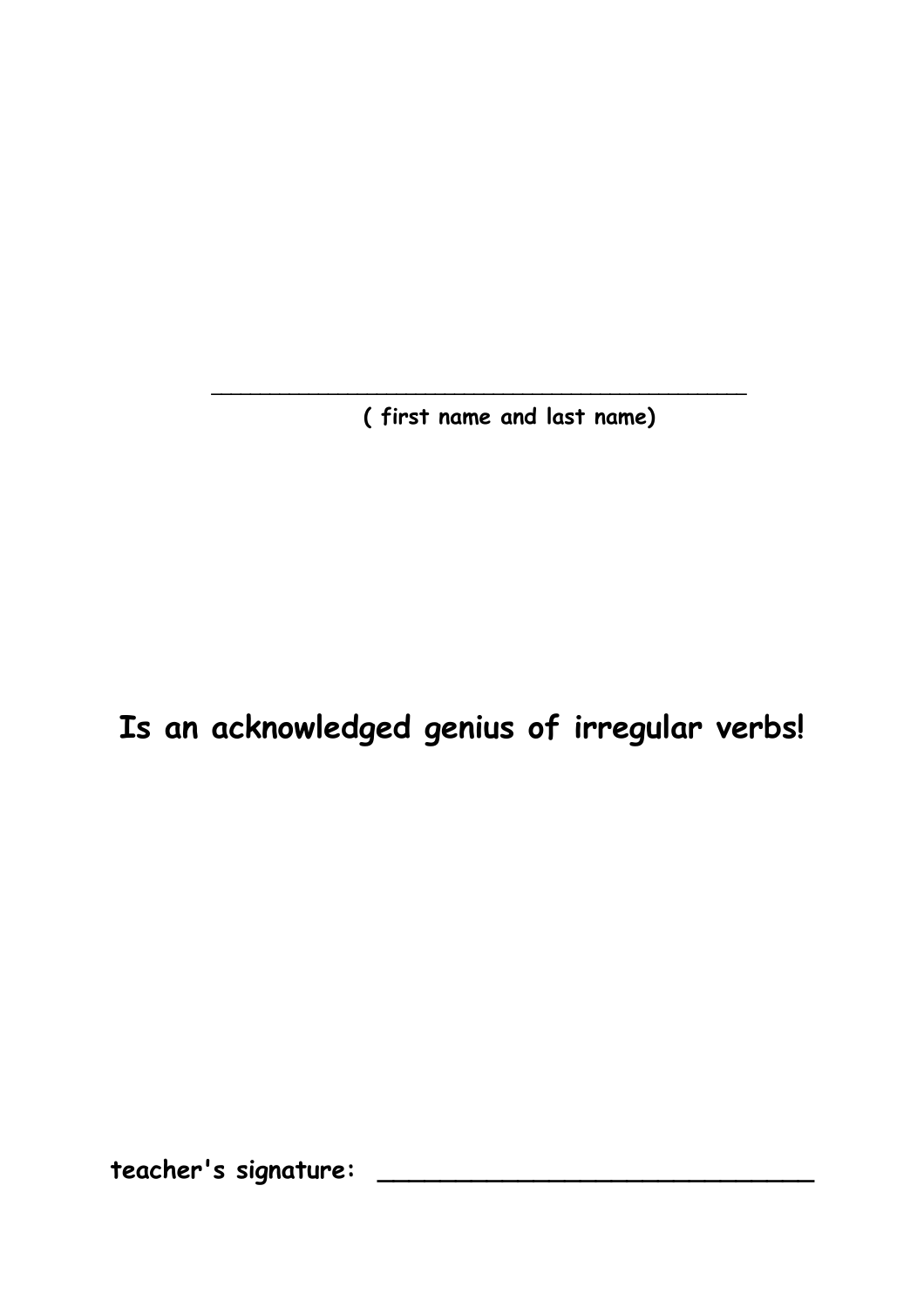\_\_\_\_\_\_\_\_\_\_\_\_\_\_\_\_\_\_\_\_\_\_\_\_\_\_\_\_\_\_\_\_\_\_\_\_\_\_\_\_

**( first name and last name)**

## Is an acknowledged genius of irregular verbs!

**teacher's signature: \_\_\_\_\_\_\_\_\_\_\_\_\_\_\_\_\_\_\_\_\_\_\_\_\_\_\_\_\_\_**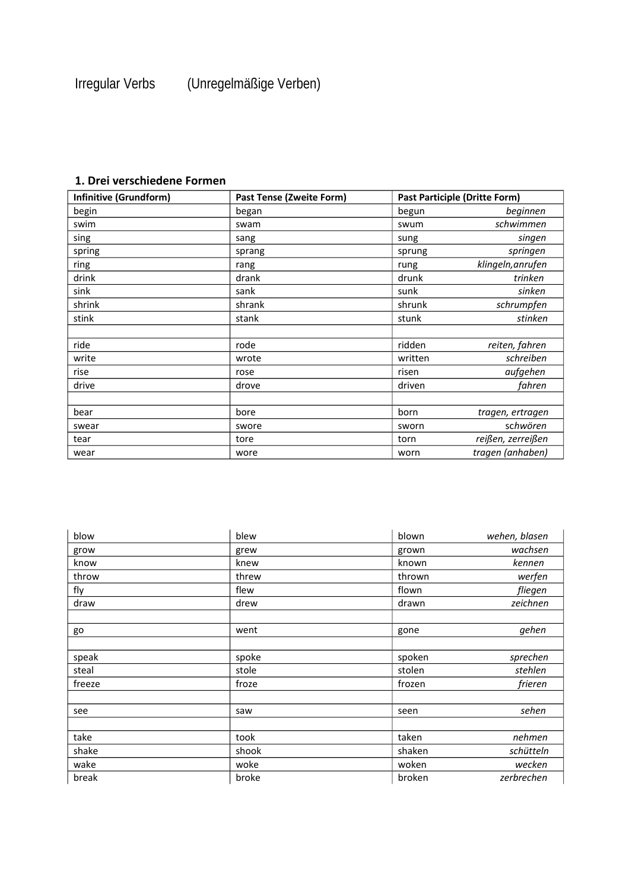Irregular Verbs (Unregelmäßige Verben)

### 1. Drei verschiedene Formen

| Infinitive (Grundform) | Past Tense (Zweite Form) | Past Participle (Dritte Form) |
|---|---|---|
| begin | began | begun *beginnen* |
| swim | swam | swum *schwimmen* |
| sing | sang | sung *singen* |
| spring | sprang | sprung *springen* |
| ring | rang | rung *klingeln,anrufen* |
| drink | drank | drunk *trinken* |
| sink | sank | sunk *sinken* |
| shrink | shrank | shrunk *schrumpfen* |
| stink | stank | stunk *stinken* |
| | | |
| ride | rode | ridden *reiten, fahren* |
| write | wrote | written *schreiben* |
| rise | rose | risen *aufgehen* |
| drive | drove | driven *fahren* |
| | | |
| bear | bore | born *tragen, ertragen* |
| swear | swore | sworn *schwören* |
| tear | tore | torn *reißen, zerreißen* |
| wear | wore | worn *tragen (anhaben)* |
| blow | blew | blown *wehen, blasen* |
| grow | grew | grown *wachsen* |
| know | knew | known *kennen* |
| throw | threw | thrown *werfen* |
| fly | flew | flown *fliegen* |
| draw | drew | drawn *zeichnen* |
| | | |
| go | went | gone *gehen* |
| | | |
| speak | spoke | spoken *sprechen* |
| steal | stole | stolen *stehlen* |
| freeze | froze | frozen *frieren* |
| | | |
| see | saw | seen *sehen* |
| | | |
| take | took | taken *nehmen* |
| shake | shook | shaken *schütteln* |
| wake | woke | woken *wecken* |
| break | broke | broken *zerbrechen* |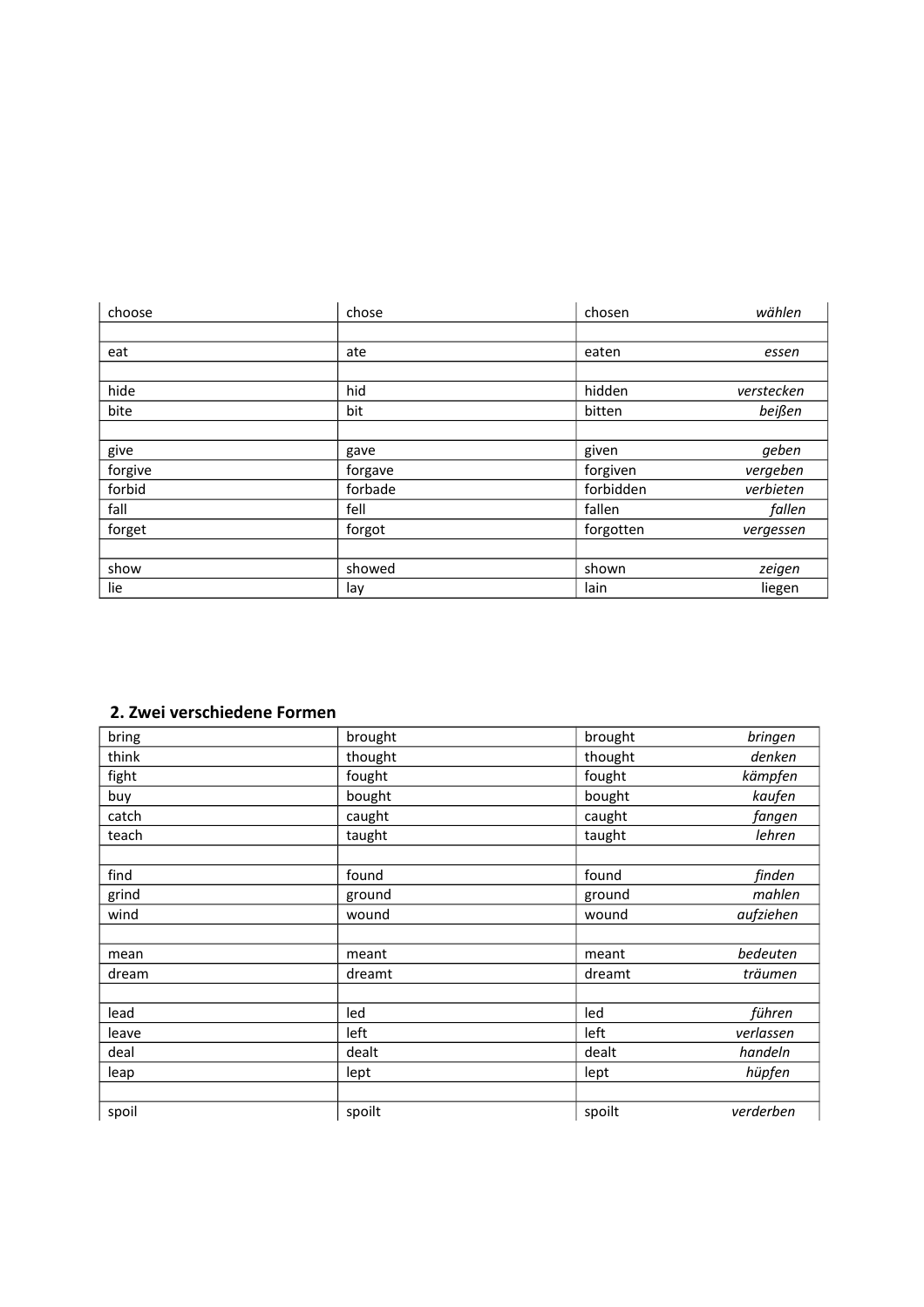| | | | |
|---|---|---|---|
| choose | chose | chosen | *wählen* |
| | | | |
| eat | ate | eaten | *essen* |
| | | | |
| hide | hid | hidden | *verstecken* |
| bite | bit | bitten | *beißen* |
| | | | |
| give | gave | given | *geben* |
| forgive | forgave | forgiven | *vergeben* |
| forbid | forbade | forbidden | *verbieten* |
| fall | fell | fallen | *fallen* |
| forget | forgot | forgotten | *vergessen* |
| | | | |
| show | showed | shown | *zeigen* |
| lie | lay | lain | liegen |

## 2. Zwei verschiedene Formen

| | | | |
|---|---|---|---|
| bring | brought | brought | *bringen* |
| think | thought | thought | *denken* |
| fight | fought | fought | *kämpfen* |
| buy | bought | bought | *kaufen* |
| catch | caught | caught | *fangen* |
| teach | taught | taught | *lehren* |
| | | | |
| find | found | found | *finden* |
| grind | ground | ground | *mahlen* |
| wind | wound | wound | *aufziehen* |
| | | | |
| mean | meant | meant | *bedeuten* |
| dream | dreamt | dreamt | *träumen* |
| | | | |
| lead | led | led | *führen* |
| leave | left | left | *verlassen* |
| deal | dealt | dealt | *handeln* |
| leap | lept | lept | *hüpfen* |
| | | | |
| spoil | spoilt | spoilt | *verderben* |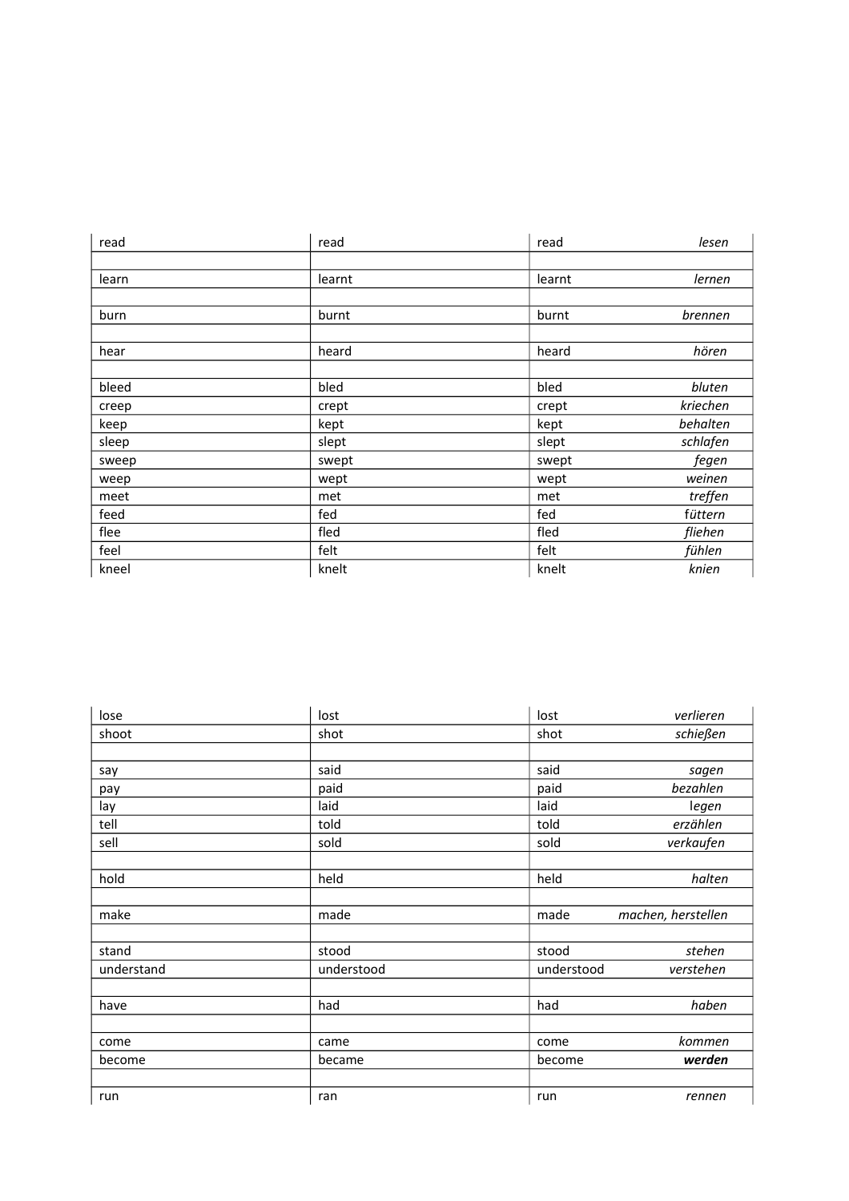| read | read | read | *lesen* |
|---|---|---|---|
| | | | |
| learn | learnt | learnt | *lernen* |
| | | | |
| burn | burnt | burnt | *brennen* |
| | | | |
| hear | heard | heard | *hören* |
| | | | |
| bleed | bled | bled | *bluten* |
| creep | crept | crept | *kriechen* |
| keep | kept | kept | *behalten* |
| sleep | slept | slept | *schlafen* |
| sweep | swept | swept | *fegen* |
| weep | wept | wept | *weinen* |
| meet | met | met | *treffen* |
| feed | fed | fed | *füttern* |
| flee | fled | fled | *fliehen* |
| feel | felt | felt | *fühlen* |
| kneel | knelt | knelt | *knien* |

| lose | lost | lost | *verlieren* |
|---|---|---|---|
| shoot | shot | shot | *schießen* |
| | | | |
| say | said | said | *sagen* |
| pay | paid | paid | *bezahlen* |
| lay | laid | laid | legen |
| tell | told | told | *erzählen* |
| sell | sold | sold | *verkaufen* |
| | | | |
| hold | held | held | *halten* |
| | | | |
| make | made | made | *machen, herstellen* |
| | | | |
| stand | stood | stood | *stehen* |
| understand | understood | understood | *verstehen* |
| | | | |
| have | had | had | *haben* |
| | | | |
| come | came | come | *kommen* |
| become | became | become | ***werden*** |
| | | | |
| run | ran | run | *rennen* |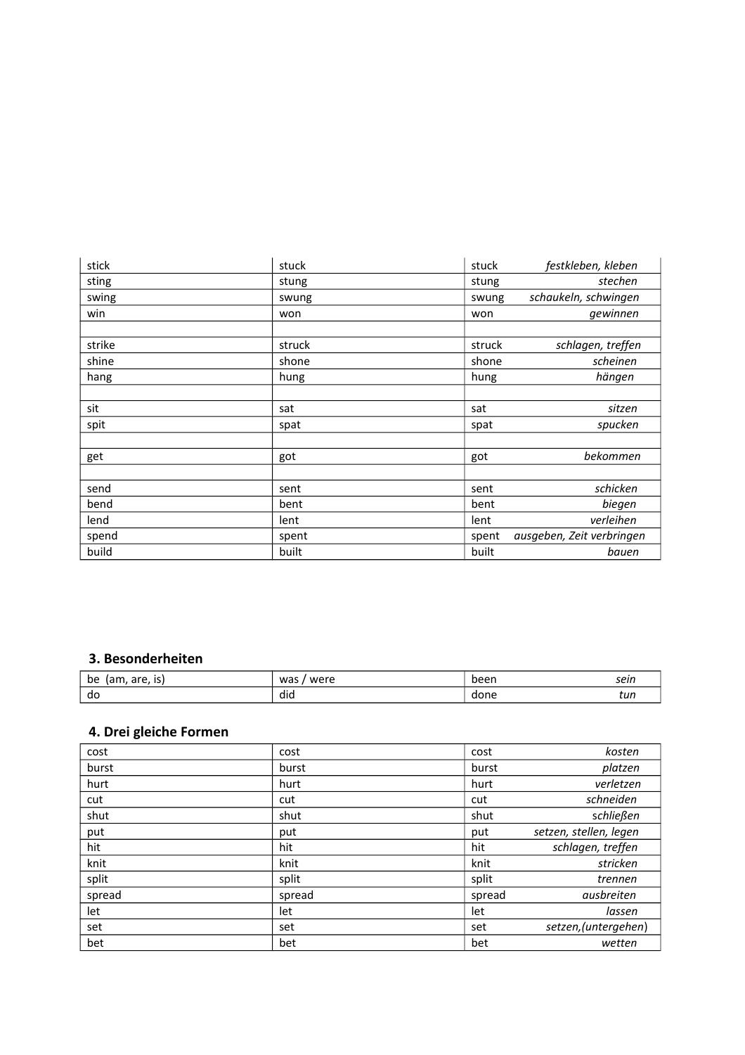| | | |
|---|---|---|
| stick | stuck | stuck *festkleben, kleben* |
| sting | stung | stung *stechen* |
| swing | swung | swung *schaukeln, schwingen* |
| win | won | won *gewinnen* |
| | | |
| strike | struck | struck *schlagen, treffen* |
| shine | shone | shone *scheinen* |
| hang | hung | hung *hängen* |
| | | |
| sit | sat | sat *sitzen* |
| spit | spat | spat *spucken* |
| | | |
| get | got | got *bekommen* |
| | | |
| send | sent | sent *schicken* |
| bend | bent | bent *biegen* |
| lend | lent | lent *verleihen* |
| spend | spent | spent *ausgeben, Zeit verbringen* |
| build | built | built *bauen* |

## 3. Besonderheiten

| | | |
|---|---|---|
| be (am, are, is) | was / were | been *sein* |
| do | did | done *tun* |

## 4. Drei gleiche Formen

| | | |
|---|---|---|
| cost | cost | cost *kosten* |
| burst | burst | burst *platzen* |
| hurt | hurt | hurt *verletzen* |
| cut | cut | cut *schneiden* |
| shut | shut | shut *schließen* |
| put | put | put *setzen, stellen, legen* |
| hit | hit | hit *schlagen, treffen* |
| knit | knit | knit *stricken* |
| split | split | split *trennen* |
| spread | spread | spread *ausbreiten* |
| let | let | let *lassen* |
| set | set | set *setzen,(untergehen)* |
| bet | bet | bet *wetten* |